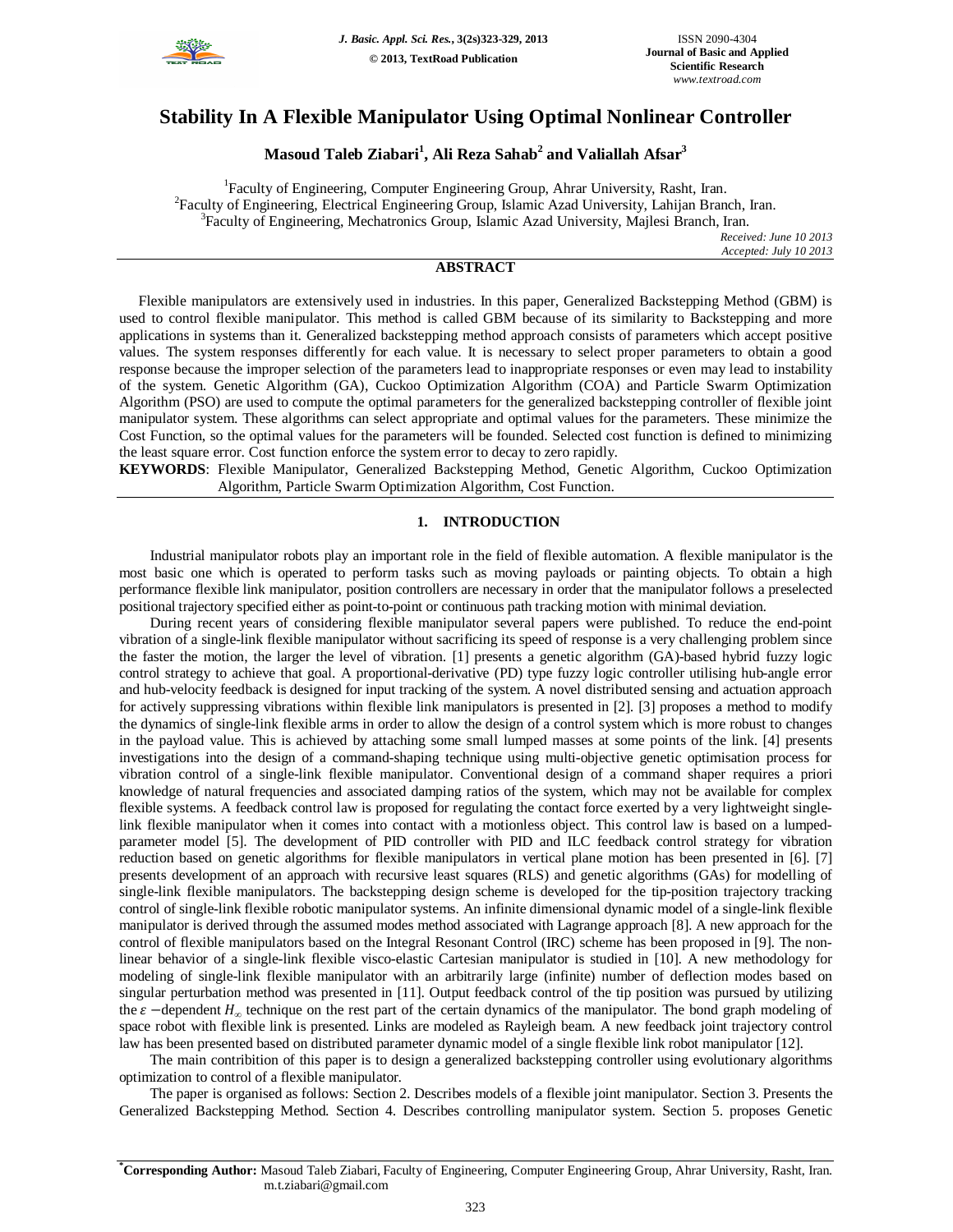# Stability In A Flexible Manipulator Using Optimal Nonlinear Controller

**Masoud Taleb Ziabari[1], Ali Reza Sahab[2] and Valiallah Afsar[3]**

[1]Faculty of Engineering, Computer Engineering Group, Ahrar University, Rasht, Iran.
[2]Faculty of Engineering, Electrical Engineering Group, Islamic Azad University, Lahijan Branch, Iran.
[3]Faculty of Engineering, Mechatronics Group, Islamic Azad University, Majlesi Branch, Iran.

*Received: June 10 2013*
*Accepted: July 10 2013*

## ABSTRACT

Flexible manipulators are extensively used in industries. In this paper, Generalized Backstepping Method (GBM) is used to control flexible manipulator. This method is called GBM because of its similarity to Backstepping and more applications in systems than it. Generalized backstepping method approach consists of parameters which accept positive values. The system responses differently for each value. It is necessary to select proper parameters to obtain a good response because the improper selection of the parameters lead to inappropriate responses or even may lead to instability of the system. Genetic Algorithm (GA), Cuckoo Optimization Algorithm (COA) and Particle Swarm Optimization Algorithm (PSO) are used to compute the optimal parameters for the generalized backstepping controller of flexible joint manipulator system. These algorithms can select appropriate and optimal values for the parameters. These minimize the Cost Function, so the optimal values for the parameters will be founded. Selected cost function is defined to minimizing the least square error. Cost function enforce the system error to decay to zero rapidly.

**KEYWORDS**: Flexible Manipulator, Generalized Backstepping Method, Genetic Algorithm, Cuckoo Optimization Algorithm, Particle Swarm Optimization Algorithm, Cost Function.

## 1. INTRODUCTION

Industrial manipulator robots play an important role in the field of flexible automation. A flexible manipulator is the most basic one which is operated to perform tasks such as moving payloads or painting objects. To obtain a high performance flexible link manipulator, position controllers are necessary in order that the manipulator follows a preselected positional trajectory specified either as point-to-point or continuous path tracking motion with minimal deviation.

During recent years of considering flexible manipulator several papers were published. To reduce the end-point vibration of a single-link flexible manipulator without sacrificing its speed of response is a very challenging problem since the faster the motion, the larger the level of vibration. [1] presents a genetic algorithm (GA)-based hybrid fuzzy logic control strategy to achieve that goal. A proportional-derivative (PD) type fuzzy logic controller utilising hub-angle error and hub-velocity feedback is designed for input tracking of the system. A novel distributed sensing and actuation approach for actively suppressing vibrations within flexible link manipulators is presented in [2]. [3] proposes a method to modify the dynamics of single-link flexible arms in order to allow the design of a control system which is more robust to changes in the payload value. This is achieved by attaching some small lumped masses at some points of the link. [4] presents investigations into the design of a command-shaping technique using multi-objective genetic optimisation process for vibration control of a single-link flexible manipulator. Conventional design of a command shaper requires a priori knowledge of natural frequencies and associated damping ratios of the system, which may not be available for complex flexible systems. A feedback control law is proposed for regulating the contact force exerted by a very lightweight single-link flexible manipulator when it comes into contact with a motionless object. This control law is based on a lumped-parameter model [5]. The development of PID controller with PID and ILC feedback control strategy for vibration reduction based on genetic algorithms for flexible manipulators in vertical plane motion has been presented in [6]. [7] presents development of an approach with recursive least squares (RLS) and genetic algorithms (GAs) for modelling of single-link flexible manipulators. The backstepping design scheme is developed for the tip-position trajectory tracking control of single-link flexible robotic manipulator systems. An infinite dimensional dynamic model of a single-link flexible manipulator is derived through the assumed modes method associated with Lagrange approach [8]. A new approach for the control of flexible manipulators based on the Integral Resonant Control (IRC) scheme has been proposed in [9]. The non-linear behavior of a single-link flexible visco-elastic Cartesian manipulator is studied in [10]. A new methodology for modeling of single-link flexible manipulator with an arbitrarily large (infinite) number of deflection modes based on singular perturbation method was presented in [11]. Output feedback control of the tip position was pursued by utilizing the $\varepsilon$ −dependent $H_\infty$ technique on the rest part of the certain dynamics of the manipulator. The bond graph modeling of space robot with flexible link is presented. Links are modeled as Rayleigh beam. A new feedback joint trajectory control law has been presented based on distributed parameter dynamic model of a single flexible link robot manipulator [12].

The main contribution of this paper is to design a generalized backstepping controller using evolutionary algorithms optimization to control of a flexible manipulator.

The paper is organised as follows: Section 2. Describes models of a flexible joint manipulator. Section 3. Presents the Generalized Backstepping Method. Section 4. Describes controlling manipulator system. Section 5. proposes Genetic

---

*Corresponding Author: Masoud Taleb Ziabari, Faculty of Engineering, Computer Engineering Group, Ahrar University, Rasht, Iran. m.t.ziabari@gmail.com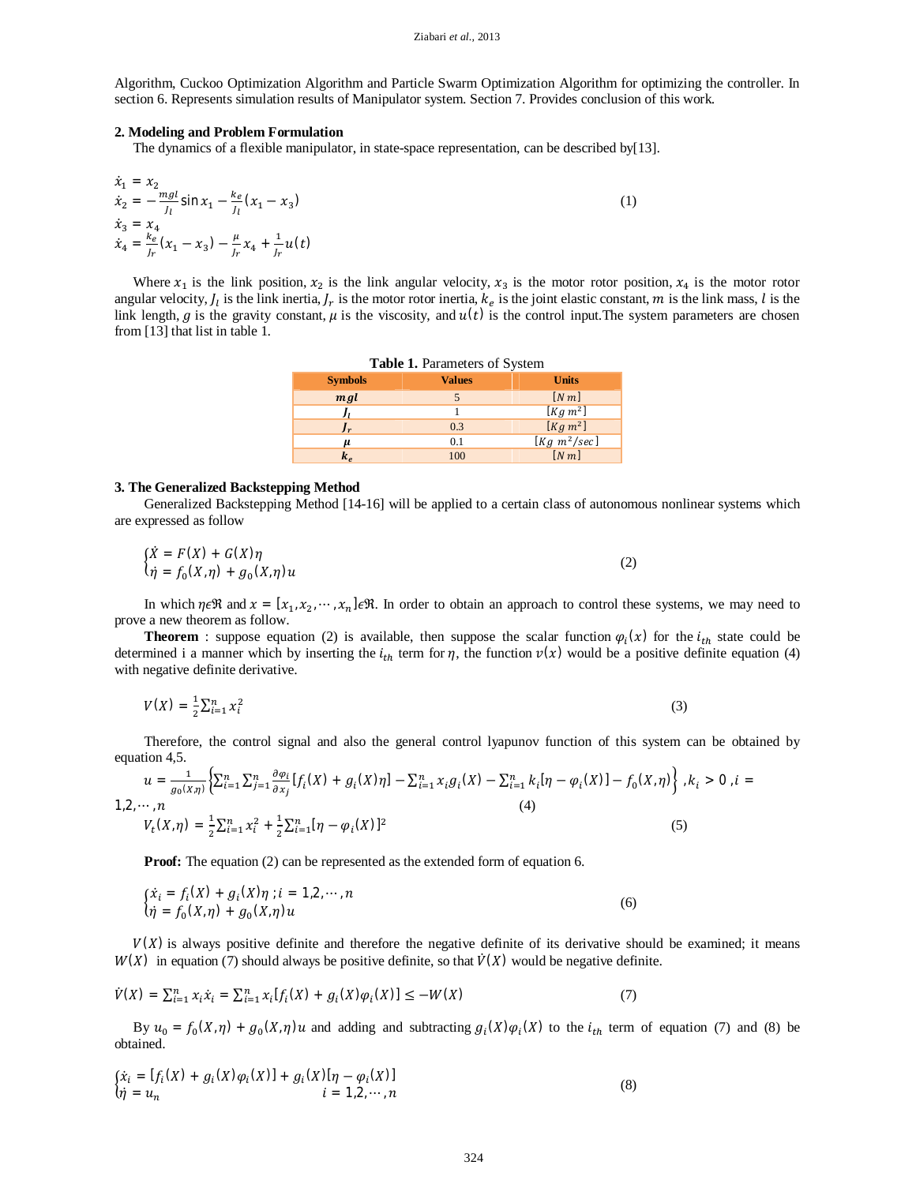Algorithm, Cuckoo Optimization Algorithm and Particle Swarm Optimization Algorithm for optimizing the controller. In section 6. Represents simulation results of Manipulator system. Section 7. Provides conclusion of this work.

## 2. Modeling and Problem Formulation

The dynamics of a flexible manipulator, in state-space representation, can be described by[13].

$$\begin{aligned}
\dot{x}_1 &= x_2 \\
\dot{x}_2 &= -\frac{mgl}{J_l}\sin x_1 - \frac{k_e}{J_l}(x_1 - x_3) \\
\dot{x}_3 &= x_4 \\
\dot{x}_4 &= \frac{k_e}{Jr}(x_1 - x_3) - \frac{\mu}{Jr}x_4 + \frac{1}{Jr}u(t)
\end{aligned} \tag{1}$$

Where $x_1$ is the link position, $x_2$ is the link angular velocity, $x_3$ is the motor rotor position, $x_4$ is the motor rotor angular velocity, $J_l$ is the link inertia, $J_r$ is the motor rotor inertia, $k_e$ is the joint elastic constant, $m$ is the link mass, $l$ is the link length, $g$ is the gravity constant, $\mu$ is the viscosity, and $u(t)$ is the control input.The system parameters are chosen from [13] that list in table 1.

**Table 1.** Parameters of System

| Symbols | Values | Units |
|---|---|---|
| $mgl$ | 5 | $[N\,m]$ |
| $J_l$ | 1 | $[Kg\,m^2]$ |
| $J_r$ | 0.3 | $[Kg\,m^2]$ |
| $\mu$ | 0.1 | $[Kg\,m^2/sec]$ |
| $k_e$ | 100 | $[N\,m]$ |

## 3. The Generalized Backstepping Method

Generalized Backstepping Method [14-16] will be applied to a certain class of autonomous nonlinear systems which are expressed as follow

$$\begin{cases}\dot{X} = F(X) + G(X)\eta \\ \dot{\eta} = f_0(X,\eta) + g_0(X,\eta)u\end{cases} \tag{2}$$

In which $\eta \epsilon \Re$ and $x = [x_1, x_2, \cdots, x_n]\epsilon\Re$. In order to obtain an approach to control these systems, we may need to prove a new theorem as follow.

**Theorem** : suppose equation (2) is available, then suppose the scalar function $\varphi_i(x)$ for the $i_{th}$ state could be determined i a manner which by inserting the $i_{th}$ term for $\eta$, the function $v(x)$ would be a positive definite equation (4) with negative definite derivative.

$$V(X) = \frac{1}{2}\sum_{i=1}^{n} x_i^2 \tag{3}$$

Therefore, the control signal and also the general control lyapunov function of this system can be obtained by equation 4,5.

$$u = \frac{1}{g_0(X,\eta)}\left\{\sum_{i=1}^{n}\sum_{j=1}^{n}\frac{\partial\varphi_i}{\partial x_j}[f_i(X) + g_i(X)\eta] - \sum_{i=1}^{n} x_i g_i(X) - \sum_{i=1}^{n} k_i[\eta - \varphi_i(X)] - f_0(X,\eta)\right\}, k_i > 0, i = 1,2,\cdots,n \tag{4}$$

$$V_t(X,\eta) = \frac{1}{2}\sum_{i=1}^{n} x_i^2 + \frac{1}{2}\sum_{i=1}^{n}[\eta - \varphi_i(X)]^2 \tag{5}$$

**Proof:** The equation (2) can be represented as the extended form of equation 6.

$$\begin{cases}\dot{x}_i = f_i(X) + g_i(X)\eta\,; i = 1,2,\cdots,n \\ \dot{\eta} = f_0(X,\eta) + g_0(X,\eta)u\end{cases} \tag{6}$$

$V(X)$ is always positive definite and therefore the negative definite of its derivative should be examined; it means $W(X)$ in equation (7) should always be positive definite, so that $\dot{V}(X)$ would be negative definite.

$$\dot{V}(X) = \sum_{i=1}^{n} x_i\dot{x}_i = \sum_{i=1}^{n} x_i[f_i(X) + g_i(X)\varphi_i(X)] \le -W(X) \tag{7}$$

By $u_0 = f_0(X,\eta) + g_0(X,\eta)u$ and adding and subtracting $g_i(X)\varphi_i(X)$ to the $i_{th}$ term of equation (7) and (8) be obtained.

$$\begin{cases}\dot{x}_i = [f_i(X) + g_i(X)\varphi_i(X)] + g_i(X)[\eta - \varphi_i(X)] \\ \dot{\eta} = u_n \qquad\qquad\qquad\qquad i = 1,2,\cdots,n\end{cases} \tag{8}$$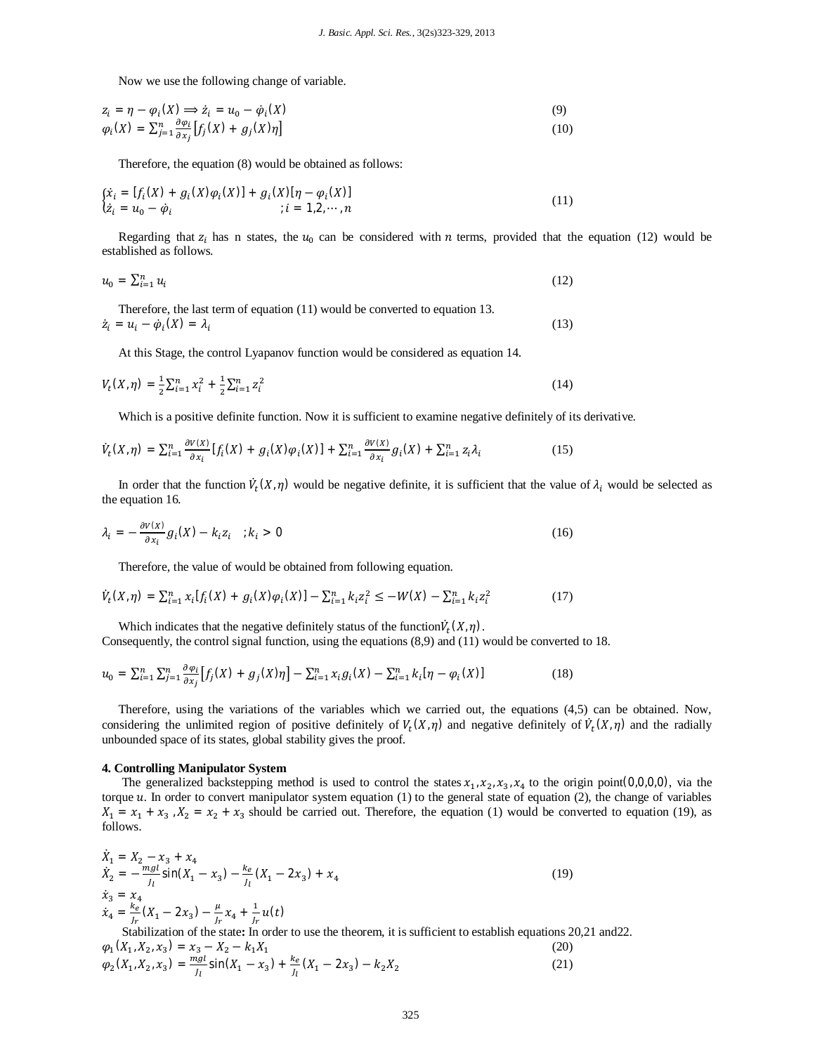Now we use the following change of variable.

$$z_i = \eta - \varphi_i(X) \Longrightarrow \dot{z}_i = u_0 - \dot{\varphi}_i(X) \tag{9}$$

$$\varphi_i(X) = \sum_{j=1}^{n} \frac{\partial \varphi_i}{\partial x_j}\left[f_j(X) + g_j(X)\eta\right] \tag{10}$$

Therefore, the equation (8) would be obtained as follows:

$$\begin{cases} \dot{x}_i = [f_i(X) + g_i(X)\varphi_i(X)] + g_i(X)[\eta - \varphi_i(X)] \\ \dot{z}_i = u_0 - \dot{\varphi}_i \qquad ; i = 1,2,\cdots,n \end{cases} \tag{11}$$

Regarding that $z_i$ has n states, the $u_0$ can be considered with $n$ terms, provided that the equation (12) would be established as follows.

$$u_0 = \sum_{i=1}^{n} u_i \tag{12}$$

Therefore, the last term of equation (11) would be converted to equation 13.

$$\dot{z}_i = u_i - \dot{\varphi}_i(X) = \lambda_i \tag{13}$$

At this Stage, the control Lyapanov function would be considered as equation 14.

$$V_t(X,\eta) = \frac{1}{2}\sum_{i=1}^{n} x_i^2 + \frac{1}{2}\sum_{i=1}^{n} z_i^2 \tag{14}$$

Which is a positive definite function. Now it is sufficient to examine negative definitely of its derivative.

$$\dot{V}_t(X,\eta) = \sum_{i=1}^{n} \frac{\partial V(X)}{\partial x_i}[f_i(X) + g_i(X)\varphi_i(X)] + \sum_{i=1}^{n} \frac{\partial V(X)}{\partial x_i} g_i(X) + \sum_{i=1}^{n} z_i \lambda_i \tag{15}$$

In order that the function $\dot{V}_t(X,\eta)$ would be negative definite, it is sufficient that the value of $\lambda_i$ would be selected as the equation 16.

$$\lambda_i = -\frac{\partial V(X)}{\partial x_i} g_i(X) - k_i z_i \quad ; k_i > 0 \tag{16}$$

Therefore, the value of would be obtained from following equation.

$$\dot{V}_t(X,\eta) = \sum_{i=1}^{n} x_i[f_i(X) + g_i(X)\varphi_i(X)] - \sum_{i=1}^{n} k_i z_i^2 \le -W(X) - \sum_{i=1}^{n} k_i z_i^2 \tag{17}$$

Which indicates that the negative definitely status of the function $\dot{V}_t(X,\eta)$.
Consequently, the control signal function, using the equations (8,9) and (11) would be converted to 18.

$$u_0 = \sum_{i=1}^{n}\sum_{j=1}^{n} \frac{\partial \varphi_i}{\partial x_j}\left[f_j(X) + g_j(X)\eta\right] - \sum_{i=1}^{n} x_i g_i(X) - \sum_{i=1}^{n} k_i[\eta - \varphi_i(X)] \tag{18}$$

Therefore, using the variations of the variables which we carried out, the equations (4,5) can be obtained. Now, considering the unlimited region of positive definitely of $V_t(X,\eta)$ and negative definitely of $\dot{V}_t(X,\eta)$ and the radially unbounded space of its states, global stability gives the proof.

#### 4. Controlling Manipulator System

The generalized backstepping method is used to control the states $x_1, x_2, x_3, x_4$ to the origin point $(0,0,0,0)$, via the torque $u$. In order to convert manipulator system equation (1) to the general state of equation (2), the change of variables $X_1 = x_1 + x_3$, $X_2 = x_2 + x_3$ should be carried out. Therefore, the equation (1) would be converted to equation (19), as follows.

$$\begin{aligned} \dot{X}_1 &= X_2 - x_3 + x_4 \\ \dot{X}_2 &= -\frac{mgl}{J_l}\sin(X_1 - x_3) - \frac{k_e}{J_l}(X_1 - 2x_3) + x_4 \\ \dot{x}_3 &= x_4 \\ \dot{x}_4 &= \frac{k_e}{J_r}(X_1 - 2x_3) - \frac{\mu}{J_r}x_4 + \frac{1}{J_r}u(t) \end{aligned} \tag{19}$$

Stabilization of the state**:** In order to use the theorem, it is sufficient to establish equations 20,21 and22.

$$\varphi_1(X_1, X_2, x_3) = x_3 - X_2 - k_1 X_1 \tag{20}$$

$$\varphi_2(X_1, X_2, x_3) = \frac{mgl}{J_l}\sin(X_1 - x_3) + \frac{k_e}{J_l}(X_1 - 2x_3) - k_2 X_2 \tag{21}$$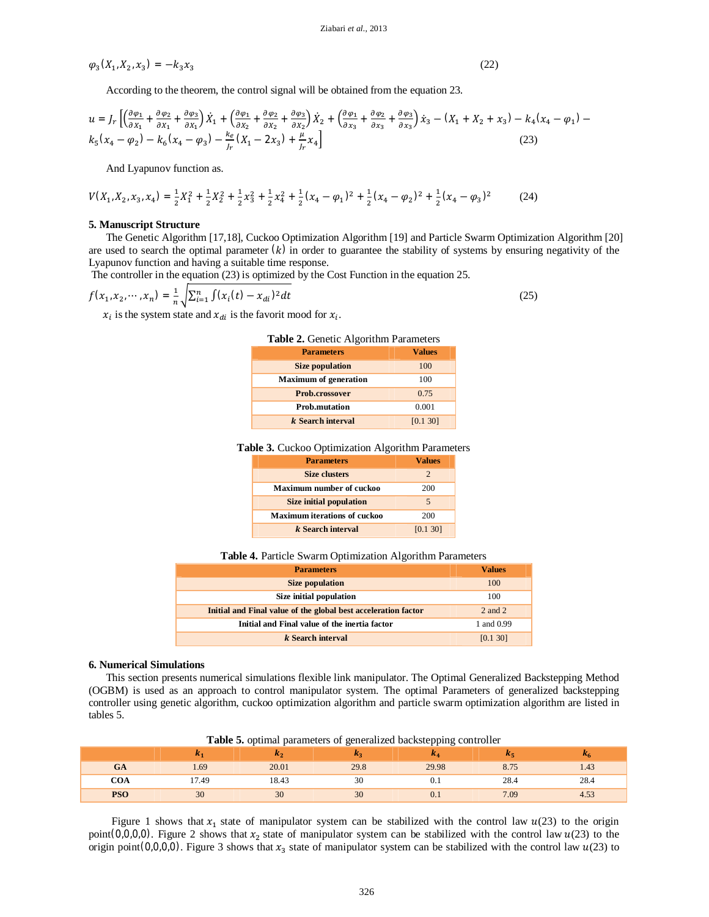$$\varphi_3(X_1, X_2, x_3) = -k_3 x_3 \tag{22}$$

According to the theorem, the control signal will be obtained from the equation 23.

$$u = J_r \left[ \left( \frac{\partial \varphi_1}{\partial X_1} + \frac{\partial \varphi_2}{\partial X_1} + \frac{\partial \varphi_3}{\partial X_1} \right) \dot{X}_1 + \left( \frac{\partial \varphi_1}{\partial X_2} + \frac{\partial \varphi_2}{\partial X_2} + \frac{\partial \varphi_3}{\partial X_2} \right) \dot{X}_2 + \left( \frac{\partial \varphi_1}{\partial x_3} + \frac{\partial \varphi_2}{\partial x_3} + \frac{\partial \varphi_3}{\partial x_3} \right) \dot{x}_3 - (X_1 + X_2 + x_3) - k_4(x_4 - \varphi_1) - k_5(x_4 - \varphi_2) - k_6(x_4 - \varphi_3) - \frac{k_e}{Jr}(X_1 - 2x_3) + \frac{\mu}{Jr} x_4 \right] \tag{23}$$

And Lyapunov function as.

$$V(X_1, X_2, x_3, x_4) = \frac{1}{2}X_1^2 + \frac{1}{2}X_2^2 + \frac{1}{2}x_3^2 + \frac{1}{2}x_4^2 + \frac{1}{2}(x_4 - \varphi_1)^2 + \frac{1}{2}(x_4 - \varphi_2)^2 + \frac{1}{2}(x_4 - \varphi_3)^2 \tag{24}$$

## 5. Manuscript Structure

The Genetic Algorithm [17,18], Cuckoo Optimization Algorithm [19] and Particle Swarm Optimization Algorithm [20] are used to search the optimal parameter $(k)$ in order to guarantee the stability of systems by ensuring negativity of the Lyapunov function and having a suitable time response.

The controller in the equation (23) is optimized by the Cost Function in the equation 25.

$$f(x_1, x_2, \cdots, x_n) = \frac{1}{n} \sqrt{\sum_{i=1}^{n} \int (x_i(t) - x_{di})^2 dt} \tag{25}$$

$x_i$ is the system state and $x_{di}$ is the favorit mood for $x_i$.

**Table 2.** Genetic Algorithm Parameters

| Parameters | Values |
|---|---|
| Size population | 100 |
| Maximum of generation | 100 |
| Prob.crossover | 0.75 |
| Prob.mutation | 0.001 |
| $k$ Search interval | [0.1 30] |

**Table 3.** Cuckoo Optimization Algorithm Parameters

| Parameters | Values |
|---|---|
| Size clusters | 2 |
| Maximum number of cuckoo | 200 |
| Size initial population | 5 |
| Maximum iterations of cuckoo | 200 |
| $k$ Search interval | [0.1 30] |

**Table 4.** Particle Swarm Optimization Algorithm Parameters

| Parameters | Values |
|---|---|
| Size population | 100 |
| Size initial population | 100 |
| Initial and Final value of the global best acceleration factor | 2 and 2 |
| Initial and Final value of the inertia factor | 1 and 0.99 |
| $k$ Search interval | [0.1 30] |

## 6. Numerical Simulations

This section presents numerical simulations flexible link manipulator. The Optimal Generalized Backstepping Method (OGBM) is used as an approach to control manipulator system. The optimal Parameters of generalized backstepping controller using genetic algorithm, cuckoo optimization algorithm and particle swarm optimization algorithm are listed in tables 5.

**Table 5.** optimal parameters of generalized backstepping controller

| | $k_1$ | $k_2$ | $k_3$ | $k_4$ | $k_5$ | $k_6$ |
|---|---|---|---|---|---|---|
| GA | 1.69 | 20.01 | 29.8 | 29.98 | 8.75 | 1.43 |
| COA | 17.49 | 18.43 | 30 | 0.1 | 28.4 | 28.4 |
| PSO | 30 | 30 | 30 | 0.1 | 7.09 | 4.53 |

Figure 1 shows that $x_1$ state of manipulator system can be stabilized with the control law $u$(23) to the origin point(0,0,0,0). Figure 2 shows that $x_2$ state of manipulator system can be stabilized with the control law $u$(23) to the origin point(0,0,0,0). Figure 3 shows that $x_3$ state of manipulator system can be stabilized with the control law $u$(23) to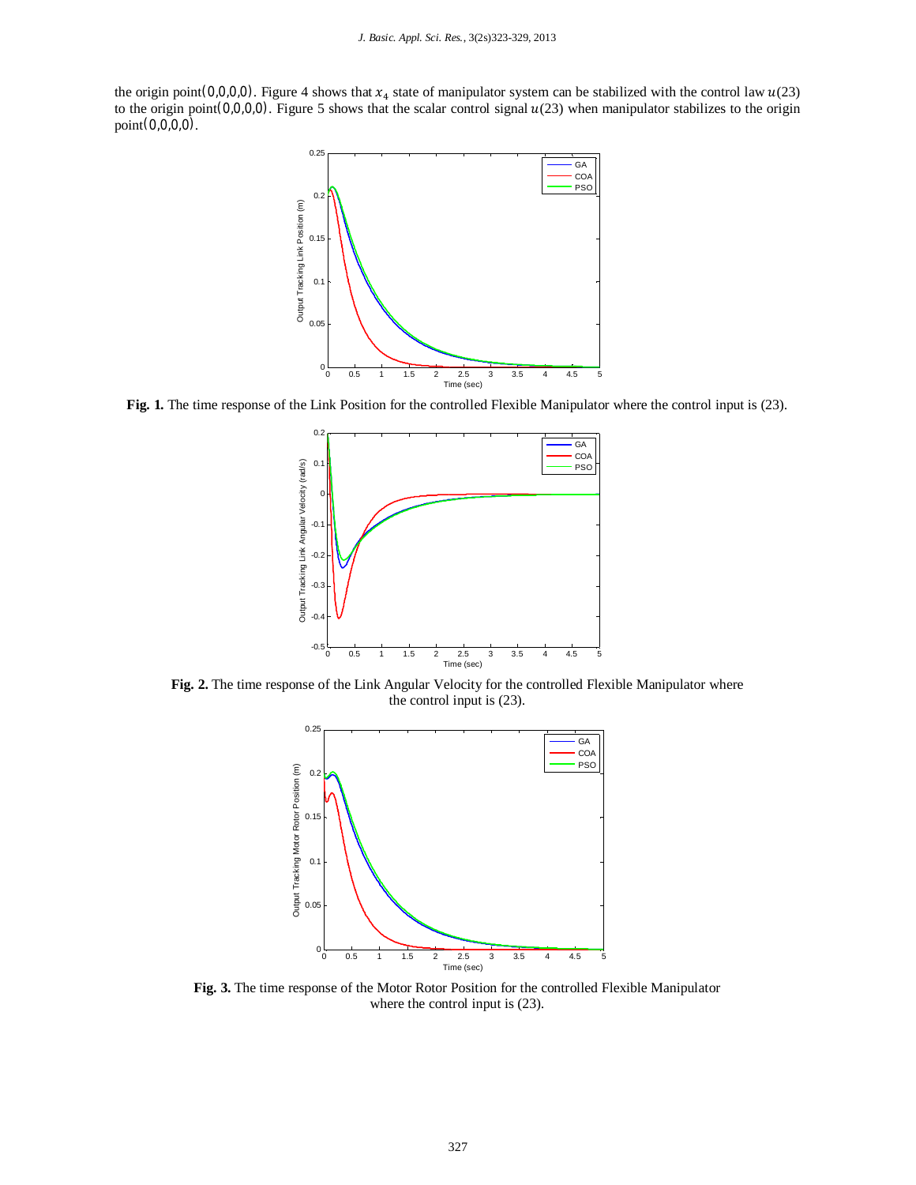the origin point$(0,0,0,0)$. Figure 4 shows that $x_4$ state of manipulator system can be stabilized with the control law $u(23)$ to the origin point$(0,0,0,0)$. Figure 5 shows that the scalar control signal $u(23)$ when manipulator stabilizes to the origin point$(0,0,0,0)$.

**Fig. 1.** The time response of the Link Position for the controlled Flexible Manipulator where the control input is (23).

**Fig. 2.** The time response of the Link Angular Velocity for the controlled Flexible Manipulator where the control input is (23).

**Fig. 3.** The time response of the Motor Rotor Position for the controlled Flexible Manipulator where the control input is (23).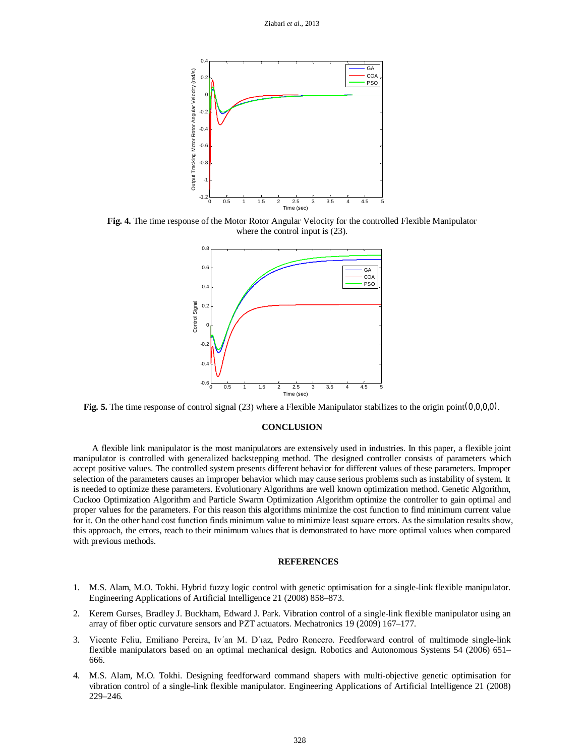**Fig. 4.** The time response of the Motor Rotor Angular Velocity for the controlled Flexible Manipulator where the control input is (23).

**Fig. 5.** The time response of control signal (23) where a Flexible Manipulator stabilizes to the origin point $(0,0,0,0)$.

## CONCLUSION

A flexible link manipulator is the most manipulators are extensively used in industries. In this paper, a flexible joint manipulator is controlled with generalized backstepping method. The designed controller consists of parameters which accept positive values. The controlled system presents different behavior for different values of these parameters. Improper selection of the parameters causes an improper behavior which may cause serious problems such as instability of system. It is needed to optimize these parameters. Evolutionary Algorithms are well known optimization method. Genetic Algorithm, Cuckoo Optimization Algorithm and Particle Swarm Optimization Algorithm optimize the controller to gain optimal and proper values for the parameters. For this reason this algorithms minimize the cost function to find minimum current value for it. On the other hand cost function finds minimum value to minimize least square errors. As the simulation results show, this approach, the errors, reach to their minimum values that is demonstrated to have more optimal values when compared with previous methods.

## REFERENCES

1. M.S. Alam, M.O. Tokhi. Hybrid fuzzy logic control with genetic optimisation for a single-link flexible manipulator. Engineering Applications of Artificial Intelligence 21 (2008) 858–873.
2. Kerem Gurses, Bradley J. Buckham, Edward J. Park. Vibration control of a single-link flexible manipulator using an array of fiber optic curvature sensors and PZT actuators. Mechatronics 19 (2009) 167–177.
3. Vicente Feliu, Emiliano Pereira, Iv´an M. D´ıaz, Pedro Roncero. Feedforward control of multimode single-link flexible manipulators based on an optimal mechanical design. Robotics and Autonomous Systems 54 (2006) 651–666.
4. M.S. Alam, M.O. Tokhi. Designing feedforward command shapers with multi-objective genetic optimisation for vibration control of a single-link flexible manipulator. Engineering Applications of Artificial Intelligence 21 (2008) 229–246.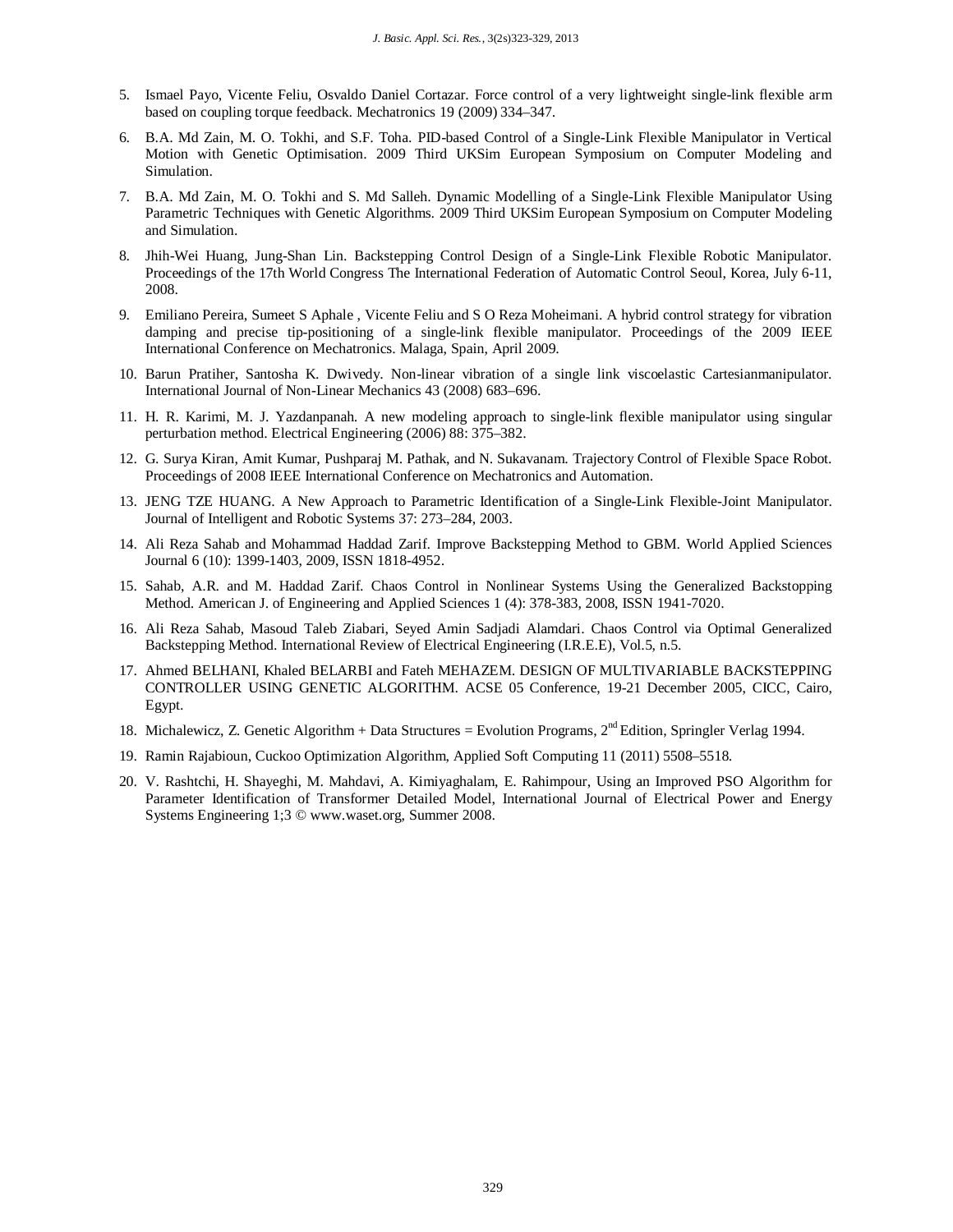5. Ismael Payo, Vicente Feliu, Osvaldo Daniel Cortazar. Force control of a very lightweight single-link flexible arm based on coupling torque feedback. Mechatronics 19 (2009) 334–347.
6. B.A. Md Zain, M. O. Tokhi, and S.F. Toha. PID-based Control of a Single-Link Flexible Manipulator in Vertical Motion with Genetic Optimisation. 2009 Third UKSim European Symposium on Computer Modeling and Simulation.
7. B.A. Md Zain, M. O. Tokhi and S. Md Salleh. Dynamic Modelling of a Single-Link Flexible Manipulator Using Parametric Techniques with Genetic Algorithms. 2009 Third UKSim European Symposium on Computer Modeling and Simulation.
8. Jhih-Wei Huang, Jung-Shan Lin. Backstepping Control Design of a Single-Link Flexible Robotic Manipulator. Proceedings of the 17th World Congress The International Federation of Automatic Control Seoul, Korea, July 6-11, 2008.
9. Emiliano Pereira, Sumeet S Aphale , Vicente Feliu and S O Reza Moheimani. A hybrid control strategy for vibration damping and precise tip-positioning of a single-link flexible manipulator. Proceedings of the 2009 IEEE International Conference on Mechatronics. Malaga, Spain, April 2009.
10. Barun Pratiher, Santosha K. Dwivedy. Non-linear vibration of a single link viscoelastic Cartesianmanipulator. International Journal of Non-Linear Mechanics 43 (2008) 683–696.
11. H. R. Karimi, M. J. Yazdanpanah. A new modeling approach to single-link flexible manipulator using singular perturbation method. Electrical Engineering (2006) 88: 375–382.
12. G. Surya Kiran, Amit Kumar, Pushparaj M. Pathak, and N. Sukavanam. Trajectory Control of Flexible Space Robot. Proceedings of 2008 IEEE International Conference on Mechatronics and Automation.
13. JENG TZE HUANG. A New Approach to Parametric Identification of a Single-Link Flexible-Joint Manipulator. Journal of Intelligent and Robotic Systems 37: 273–284, 2003.
14. Ali Reza Sahab and Mohammad Haddad Zarif. Improve Backstepping Method to GBM. World Applied Sciences Journal 6 (10): 1399-1403, 2009, ISSN 1818-4952.
15. Sahab, A.R. and M. Haddad Zarif. Chaos Control in Nonlinear Systems Using the Generalized Backstopping Method. American J. of Engineering and Applied Sciences 1 (4): 378-383, 2008, ISSN 1941-7020.
16. Ali Reza Sahab, Masoud Taleb Ziabari, Seyed Amin Sadjadi Alamdari. Chaos Control via Optimal Generalized Backstepping Method. International Review of Electrical Engineering (I.R.E.E), Vol.5, n.5.
17. Ahmed BELHANI, Khaled BELARBI and Fateh MEHAZEM. DESIGN OF MULTIVARIABLE BACKSTEPPING CONTROLLER USING GENETIC ALGORITHM. ACSE 05 Conference, 19-21 December 2005, CICC, Cairo, Egypt.
18. Michalewicz, Z. Genetic Algorithm + Data Structures = Evolution Programs, 2nd Edition, Springler Verlag 1994.
19. Ramin Rajabioun, Cuckoo Optimization Algorithm, Applied Soft Computing 11 (2011) 5508–5518.
20. V. Rashtchi, H. Shayeghi, M. Mahdavi, A. Kimiyaghalam, E. Rahimpour, Using an Improved PSO Algorithm for Parameter Identification of Transformer Detailed Model, International Journal of Electrical Power and Energy Systems Engineering 1;3 © www.waset.org, Summer 2008.